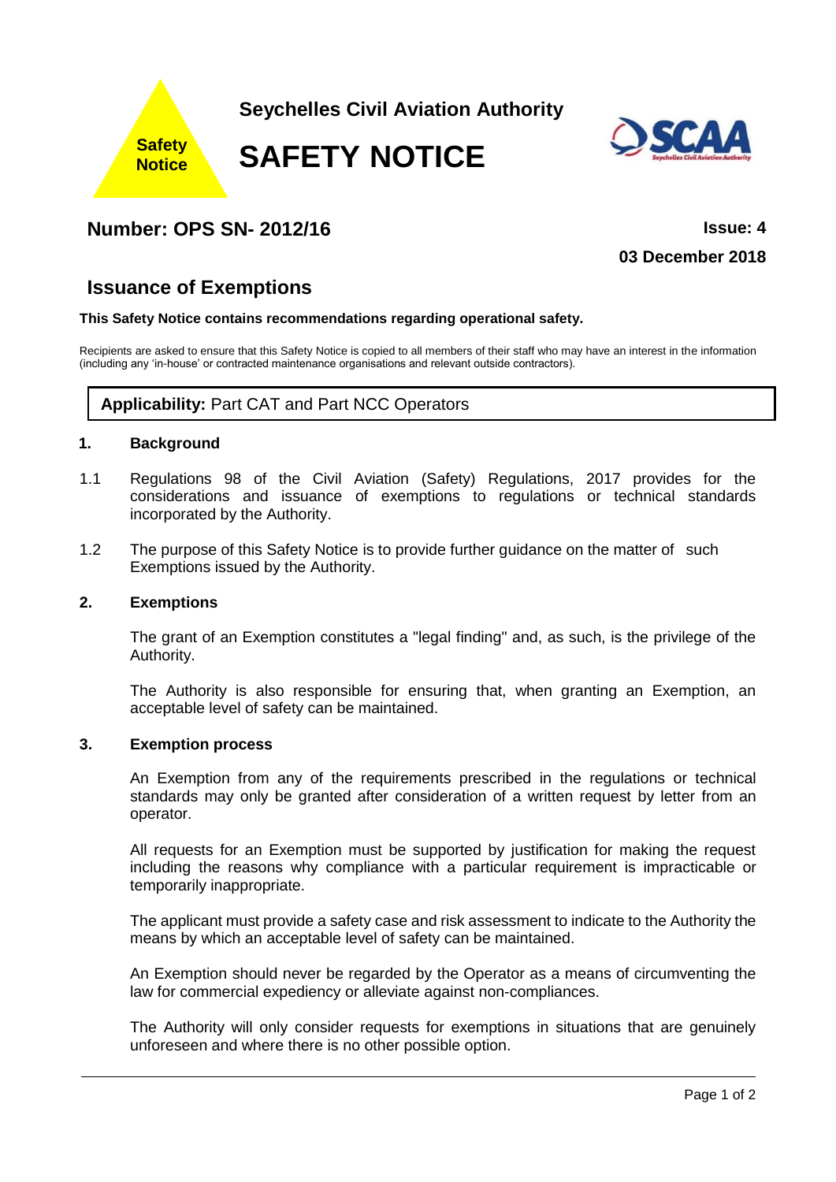Safety Notice

**Seychelles Civil Aviation Authority**

# SAFETY NOTICE

## Number: OPS SN- 2012/16

**Issue: 4**

**03 December 2018**

## Issuance of Exemptions

**This Safety Notice contains recommendations regarding operational safety.**

Recipients are asked to ensure that this Safety Notice is copied to all members of their staff who may have an interest in the information (including any 'in-house' or contracted maintenance organisations and relevant outside contractors).

**Applicability:** Part CAT and Part NCC Operators

### 1. Background

1.1 Regulations 98 of the Civil Aviation (Safety) Regulations, 2017 provides for the considerations and issuance of exemptions to regulations or technical standards incorporated by the Authority.

1.2 The purpose of this Safety Notice is to provide further guidance on the matter of such Exemptions issued by the Authority.

### 2. Exemptions

The grant of an Exemption constitutes a "legal finding" and, as such, is the privilege of the Authority.

The Authority is also responsible for ensuring that, when granting an Exemption, an acceptable level of safety can be maintained.

### 3. Exemption process

An Exemption from any of the requirements prescribed in the regulations or technical standards may only be granted after consideration of a written request by letter from an operator.

All requests for an Exemption must be supported by justification for making the request including the reasons why compliance with a particular requirement is impracticable or temporarily inappropriate.

The applicant must provide a safety case and risk assessment to indicate to the Authority the means by which an acceptable level of safety can be maintained.

An Exemption should never be regarded by the Operator as a means of circumventing the law for commercial expediency or alleviate against non-compliances.

The Authority will only consider requests for exemptions in situations that are genuinely unforeseen and where there is no other possible option.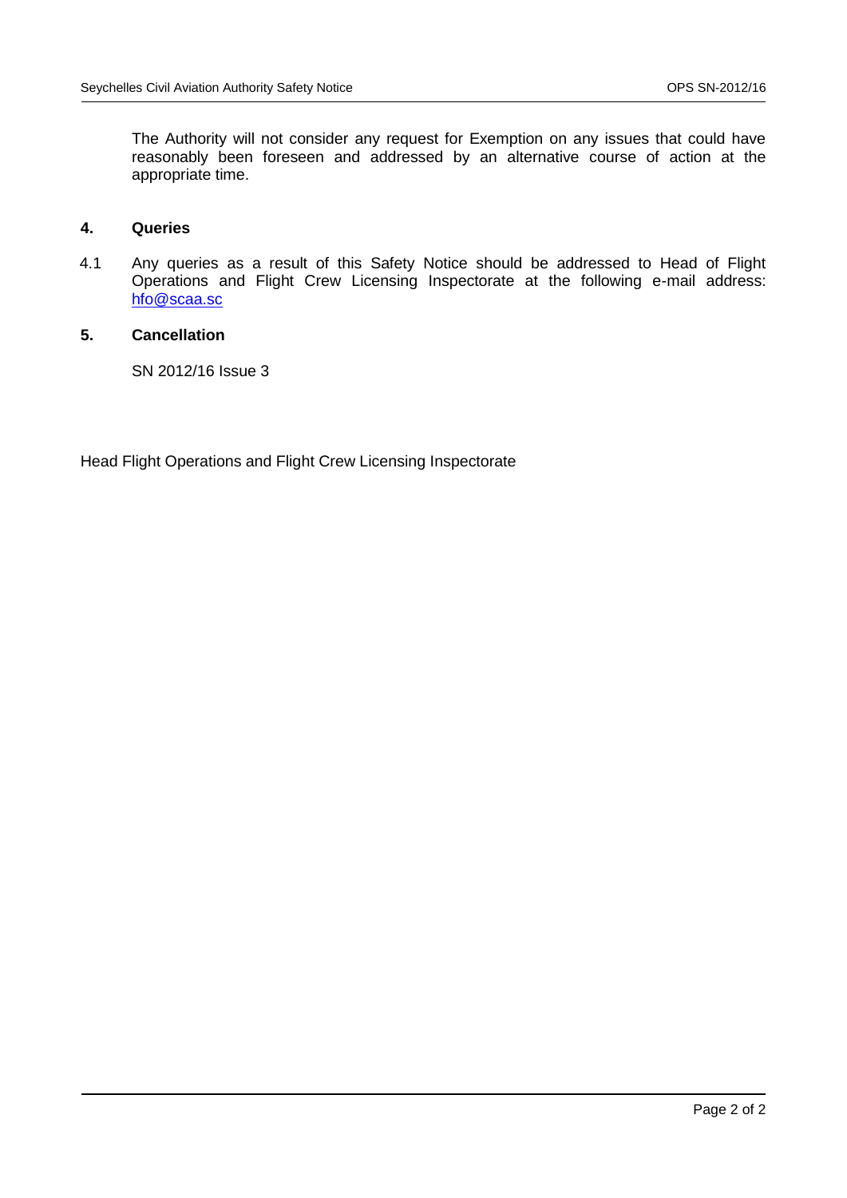The Authority will not consider any request for Exemption on any issues that could have reasonably been foreseen and addressed by an alternative course of action at the appropriate time.

## 4. Queries

4.1 Any queries as a result of this Safety Notice should be addressed to Head of Flight Operations and Flight Crew Licensing Inspectorate at the following e-mail address: hfo@scaa.sc

## 5. Cancellation

SN 2012/16 Issue 3

Head Flight Operations and Flight Crew Licensing Inspectorate